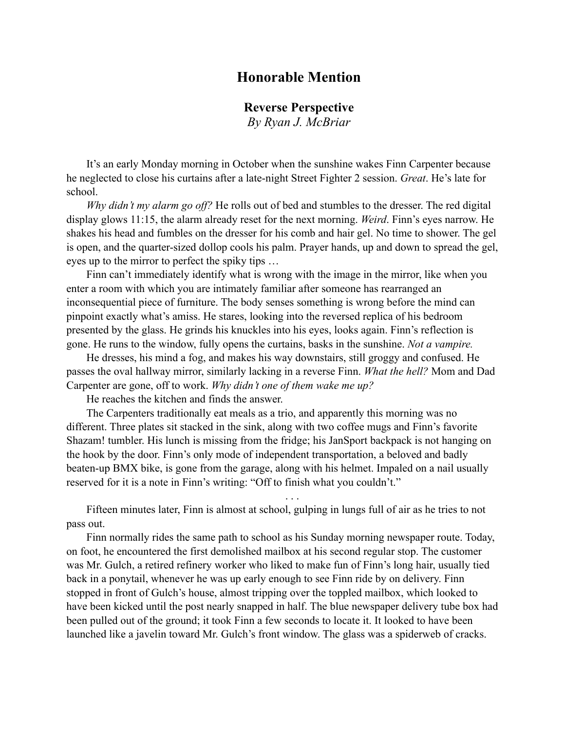# Honorable Mention

## Reverse Perspective

*By Ryan J. McBriar*

It's an early Monday morning in October when the sunshine wakes Finn Carpenter because he neglected to close his curtains after a late-night Street Fighter 2 session. *Great*. He's late for school.

*Why didn't my alarm go off?* He rolls out of bed and stumbles to the dresser. The red digital display glows 11:15, the alarm already reset for the next morning. *Weird*. Finn's eyes narrow. He shakes his head and fumbles on the dresser for his comb and hair gel. No time to shower. The gel is open, and the quarter-sized dollop cools his palm. Prayer hands, up and down to spread the gel, eyes up to the mirror to perfect the spiky tips …

Finn can't immediately identify what is wrong with the image in the mirror, like when you enter a room with which you are intimately familiar after someone has rearranged an inconsequential piece of furniture. The body senses something is wrong before the mind can pinpoint exactly what's amiss. He stares, looking into the reversed replica of his bedroom presented by the glass. He grinds his knuckles into his eyes, looks again. Finn's reflection is gone. He runs to the window, fully opens the curtains, basks in the sunshine. *Not a vampire.*

He dresses, his mind a fog, and makes his way downstairs, still groggy and confused. He passes the oval hallway mirror, similarly lacking in a reverse Finn. *What the hell?* Mom and Dad Carpenter are gone, off to work. *Why didn't one of them wake me up?*

He reaches the kitchen and finds the answer.

The Carpenters traditionally eat meals as a trio, and apparently this morning was no different. Three plates sit stacked in the sink, along with two coffee mugs and Finn's favorite Shazam! tumbler. His lunch is missing from the fridge; his JanSport backpack is not hanging on the hook by the door. Finn's only mode of independent transportation, a beloved and badly beaten-up BMX bike, is gone from the garage, along with his helmet. Impaled on a nail usually reserved for it is a note in Finn's writing: "Off to finish what you couldn't."

. . .

Fifteen minutes later, Finn is almost at school, gulping in lungs full of air as he tries to not pass out.

Finn normally rides the same path to school as his Sunday morning newspaper route. Today, on foot, he encountered the first demolished mailbox at his second regular stop. The customer was Mr. Gulch, a retired refinery worker who liked to make fun of Finn's long hair, usually tied back in a ponytail, whenever he was up early enough to see Finn ride by on delivery. Finn stopped in front of Gulch's house, almost tripping over the toppled mailbox, which looked to have been kicked until the post nearly snapped in half. The blue newspaper delivery tube box had been pulled out of the ground; it took Finn a few seconds to locate it. It looked to have been launched like a javelin toward Mr. Gulch's front window. The glass was a spiderweb of cracks.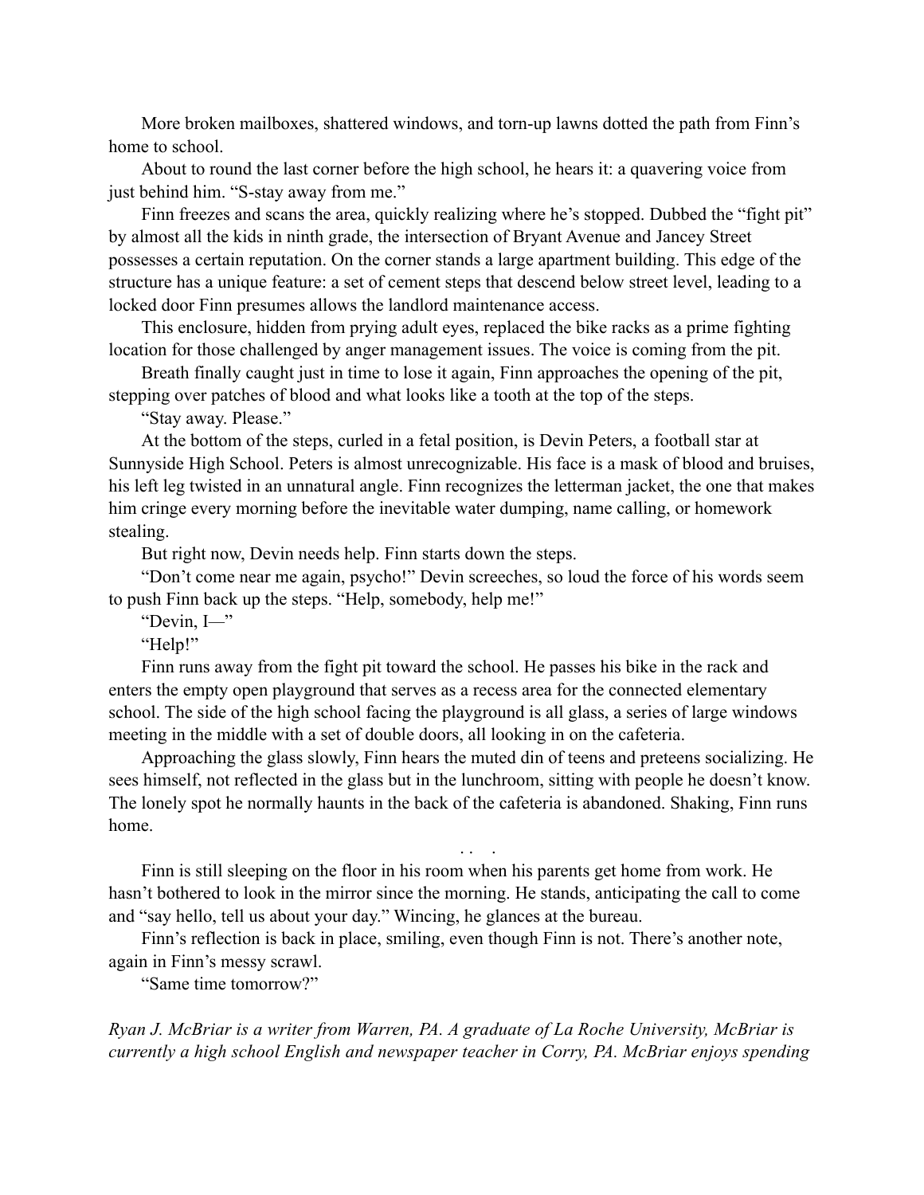More broken mailboxes, shattered windows, and torn-up lawns dotted the path from Finn's home to school.

About to round the last corner before the high school, he hears it: a quavering voice from just behind him. "S-stay away from me."

Finn freezes and scans the area, quickly realizing where he's stopped. Dubbed the "fight pit" by almost all the kids in ninth grade, the intersection of Bryant Avenue and Jancey Street possesses a certain reputation. On the corner stands a large apartment building. This edge of the structure has a unique feature: a set of cement steps that descend below street level, leading to a locked door Finn presumes allows the landlord maintenance access.

This enclosure, hidden from prying adult eyes, replaced the bike racks as a prime fighting location for those challenged by anger management issues. The voice is coming from the pit.

Breath finally caught just in time to lose it again, Finn approaches the opening of the pit, stepping over patches of blood and what looks like a tooth at the top of the steps.

"Stay away. Please."

At the bottom of the steps, curled in a fetal position, is Devin Peters, a football star at Sunnyside High School. Peters is almost unrecognizable. His face is a mask of blood and bruises, his left leg twisted in an unnatural angle. Finn recognizes the letterman jacket, the one that makes him cringe every morning before the inevitable water dumping, name calling, or homework stealing.

But right now, Devin needs help. Finn starts down the steps.

"Don't come near me again, psycho!" Devin screeches, so loud the force of his words seem to push Finn back up the steps. "Help, somebody, help me!"

"Devin, I—"

"Help!"

Finn runs away from the fight pit toward the school. He passes his bike in the rack and enters the empty open playground that serves as a recess area for the connected elementary school. The side of the high school facing the playground is all glass, a series of large windows meeting in the middle with a set of double doors, all looking in on the cafeteria.

Approaching the glass slowly, Finn hears the muted din of teens and preteens socializing. He sees himself, not reflected in the glass but in the lunchroom, sitting with people he doesn't know. The lonely spot he normally haunts in the back of the cafeteria is abandoned. Shaking, Finn runs home.

. . .

Finn is still sleeping on the floor in his room when his parents get home from work. He hasn't bothered to look in the mirror since the morning. He stands, anticipating the call to come and "say hello, tell us about your day." Wincing, he glances at the bureau.

Finn's reflection is back in place, smiling, even though Finn is not. There's another note, again in Finn's messy scrawl.

"Same time tomorrow?"

*Ryan J. McBriar is a writer from Warren, PA. A graduate of La Roche University, McBriar is currently a high school English and newspaper teacher in Corry, PA. McBriar enjoys spending*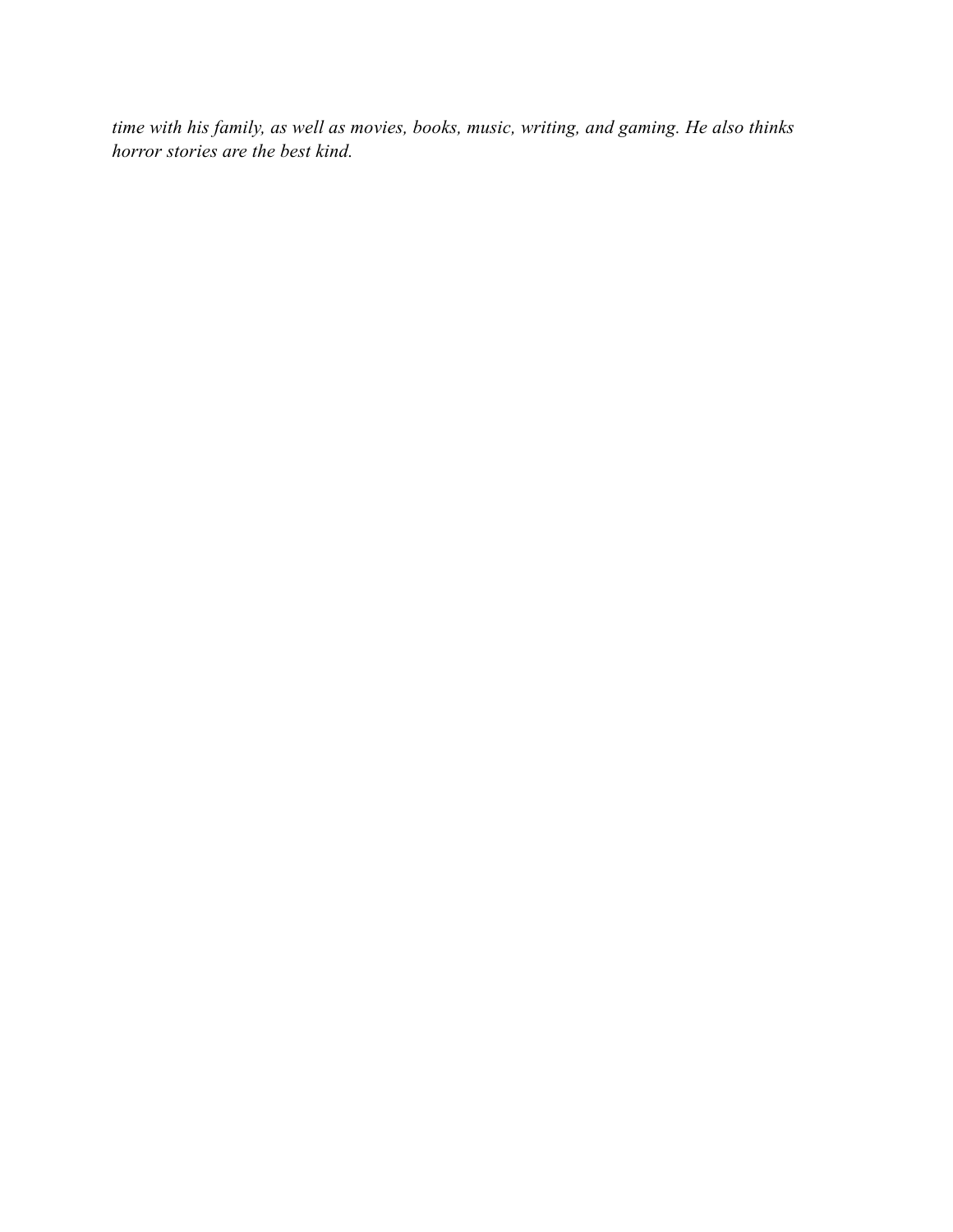*time with his family, as well as movies, books, music, writing, and gaming. He also thinks horror stories are the best kind.*